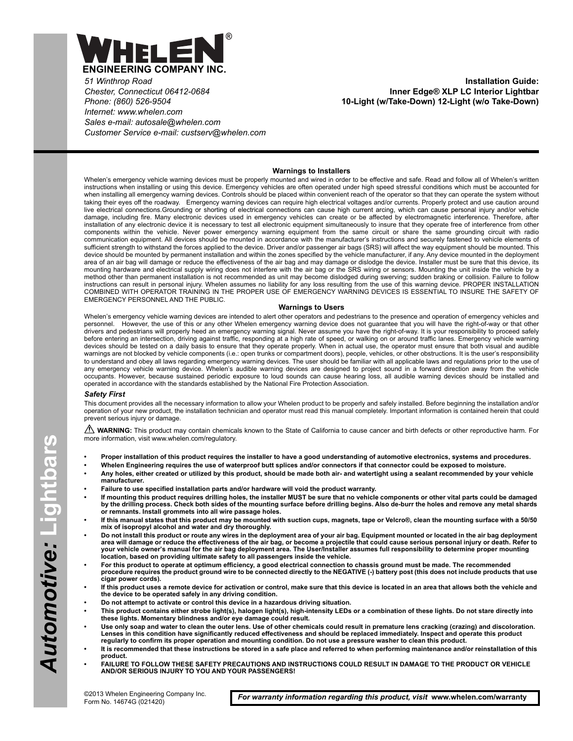# WHELEN®

**ENGINEERING COMPANY INC.**

*51 Winthrop Road*
*Chester, Connecticut 06412-0684*
*Phone: (860) 526-9504*
*Internet: www.whelen.com*
*Sales e-mail: autosale@whelen.com*
*Customer Service e-mail: custserv@whelen.com*

**Installation Guide:**
**Inner Edge® XLP LC Interior Lightbar**
**10-Light (w/Take-Down) 12-Light (w/o Take-Down)**

*Automotive:* Lightbars

## Warnings to Installers

Whelen's emergency vehicle warning devices must be properly mounted and wired in order to be effective and safe. Read and follow all of Whelen's written instructions when installing or using this device. Emergency vehicles are often operated under high speed stressful conditions which must be accounted for when installing all emergency warning devices. Controls should be placed within convenient reach of the operator so that they can operate the system without taking their eyes off the roadway. Emergency warning devices can require high electrical voltages and/or currents. Properly protect and use caution around live electrical connections.Grounding or shorting of electrical connections can cause high current arcing, which can cause personal injury and/or vehicle damage, including fire. Many electronic devices used in emergency vehicles can create or be affected by electromagnetic interference. Therefore, after installation of any electronic device it is necessary to test all electronic equipment simultaneously to insure that they operate free of interference from other components within the vehicle. Never power emergency warning equipment from the same circuit or share the same grounding circuit with radio communication equipment. All devices should be mounted in accordance with the manufacturer's instructions and securely fastened to vehicle elements of sufficient strength to withstand the forces applied to the device. Driver and/or passenger air bags (SRS) will affect the way equipment should be mounted. This device should be mounted by permanent installation and within the zones specified by the vehicle manufacturer, if any. Any device mounted in the deployment area of an air bag will damage or reduce the effectiveness of the air bag and may damage or dislodge the device. Installer must be sure that this device, its mounting hardware and electrical supply wiring does not interfere with the air bag or the SRS wiring or sensors. Mounting the unit inside the vehicle by a method other than permanent installation is not recommended as unit may become dislodged during swerving; sudden braking or collision. Failure to follow instructions can result in personal injury. Whelen assumes no liability for any loss resulting from the use of this warning device. PROPER INSTALLATION COMBINED WITH OPERATOR TRAINING IN THE PROPER USE OF EMERGENCY WARNING DEVICES IS ESSENTIAL TO INSURE THE SAFETY OF EMERGENCY PERSONNEL AND THE PUBLIC.

## Warnings to Users

Whelen's emergency vehicle warning devices are intended to alert other operators and pedestrians to the presence and operation of emergency vehicles and personnel. However, the use of this or any other Whelen emergency warning device does not guarantee that you will have the right-of-way or that other drivers and pedestrians will properly heed an emergency warning signal. Never assume you have the right-of-way. It is your responsibility to proceed safely before entering an intersection, driving against traffic, responding at a high rate of speed, or walking on or around traffic lanes. Emergency vehicle warning devices should be tested on a daily basis to ensure that they operate properly. When in actual use, the operator must ensure that both visual and audible warnings are not blocked by vehicle components (i.e.: open trunks or compartment doors), people, vehicles, or other obstructions. It is the user's responsibility to understand and obey all laws regarding emergency warning devices. The user should be familiar with all applicable laws and regulations prior to the use of any emergency vehicle warning device. Whelen's audible warning devices are designed to project sound in a forward direction away from the vehicle occupants. However, because sustained periodic exposure to loud sounds can cause hearing loss, all audible warning devices should be installed and operated in accordance with the standards established by the National Fire Protection Association.

### *Safety First*

This document provides all the necessary information to allow your Whelen product to be properly and safely installed. Before beginning the installation and/or operation of your new product, the installation technician and operator must read this manual completely. Important information is contained herein that could prevent serious injury or damage.

⚠ **WARNING:** This product may contain chemicals known to the State of California to cause cancer and birth defects or other reproductive harm. For more information, visit www.whelen.com/regulatory.

- **Proper installation of this product requires the installer to have a good understanding of automotive electronics, systems and procedures.**
- **Whelen Engineering requires the use of waterproof butt splices and/or connectors if that connector could be exposed to moisture.**
- **Any holes, either created or utilized by this product, should be made both air- and watertight using a sealant recommended by your vehicle manufacturer.**
- **Failure to use specified installation parts and/or hardware will void the product warranty.**
- **If mounting this product requires drilling holes, the installer MUST be sure that no vehicle components or other vital parts could be damaged by the drilling process. Check both sides of the mounting surface before drilling begins. Also de-burr the holes and remove any metal shards or remnants. Install grommets into all wire passage holes.**
- **If this manual states that this product may be mounted with suction cups, magnets, tape or Velcro®, clean the mounting surface with a 50/50 mix of isopropyl alcohol and water and dry thoroughly.**
- **Do not install this product or route any wires in the deployment area of your air bag. Equipment mounted or located in the air bag deployment area will damage or reduce the effectiveness of the air bag, or become a projectile that could cause serious personal injury or death. Refer to your vehicle owner's manual for the air bag deployment area. The User/Installer assumes full responsibility to determine proper mounting location, based on providing ultimate safety to all passengers inside the vehicle.**
- **For this product to operate at optimum efficiency, a good electrical connection to chassis ground must be made. The recommended procedure requires the product ground wire to be connected directly to the NEGATIVE (-) battery post (this does not include products that use cigar power cords).**
- **If this product uses a remote device for activation or control, make sure that this device is located in an area that allows both the vehicle and the device to be operated safely in any driving condition.**
- **Do not attempt to activate or control this device in a hazardous driving situation.**
- **This product contains either strobe light(s), halogen light(s), high-intensity LEDs or a combination of these lights. Do not stare directly into these lights. Momentary blindness and/or eye damage could result.**
- **Use only soap and water to clean the outer lens. Use of other chemicals could result in premature lens cracking (crazing) and discoloration. Lenses in this condition have significantly reduced effectiveness and should be replaced immediately. Inspect and operate this product regularly to confirm its proper operation and mounting condition. Do not use a pressure washer to clean this product.**
- **It is recommended that these instructions be stored in a safe place and referred to when performing maintenance and/or reinstallation of this product.**
- **FAILURE TO FOLLOW THESE SAFETY PRECAUTIONS AND INSTRUCTIONS COULD RESULT IN DAMAGE TO THE PRODUCT OR VEHICLE AND/OR SERIOUS INJURY TO YOU AND YOUR PASSENGERS!**

©2013 Whelen Engineering Company Inc.
Form No. 14674G (021420)

***For warranty information regarding this product, visit* www.whelen.com/warranty**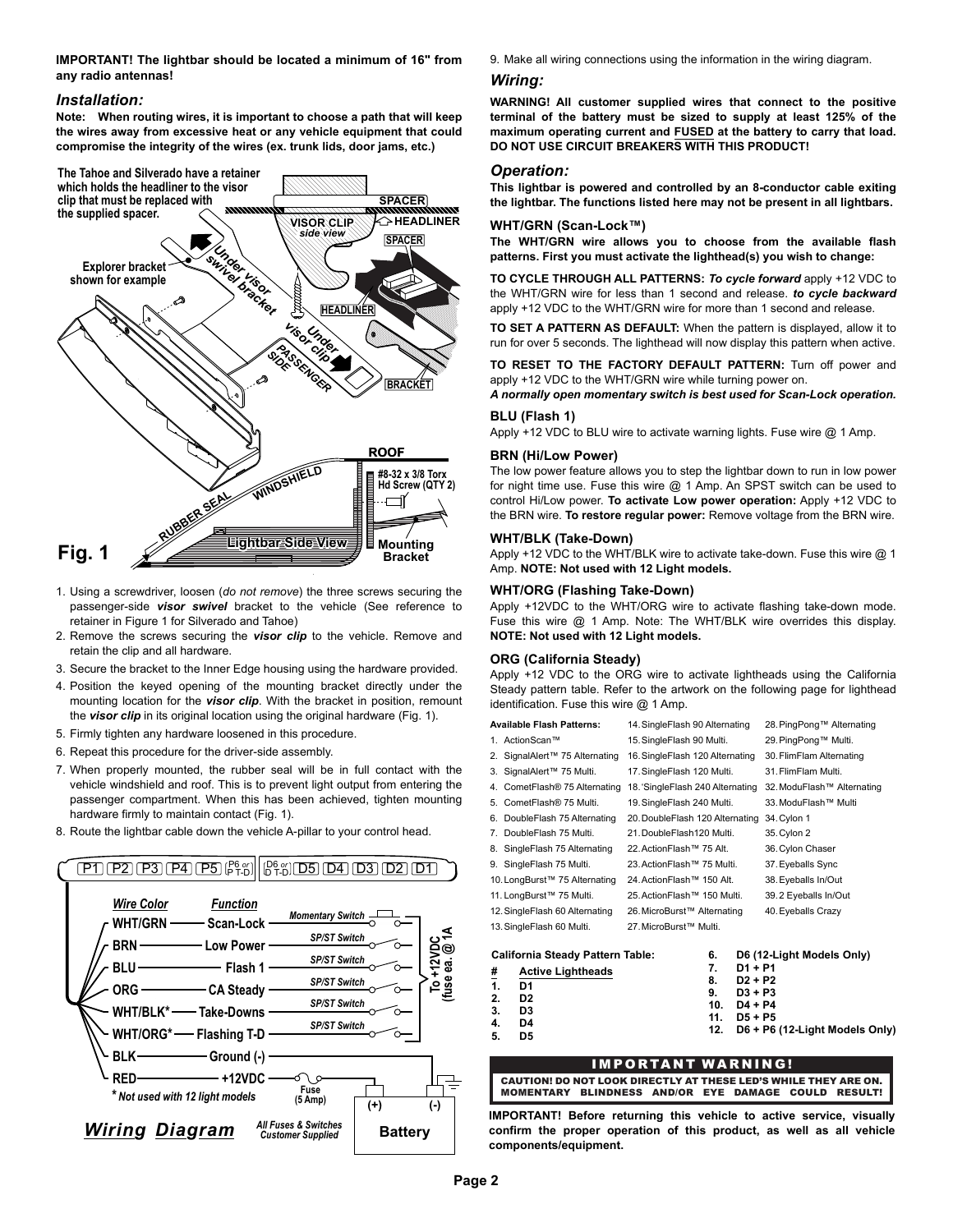**IMPORTANT! The lightbar should be located a minimum of 16" from any radio antennas!**

### *Installation:*

**Note: When routing wires, it is important to choose a path that will keep the wires away from excessive heat or any vehicle equipment that could compromise the integrity of the wires (ex. trunk lids, door jams, etc.)**

The Tahoe and Silverado have a retainer which holds the headliner to the visor clip that must be replaced with the supplied spacer.

Fig. 1

1. Using a screwdriver, loosen (*do not remove*) the three screws securing the passenger-side ***visor swivel*** bracket to the vehicle (See reference to retainer in Figure 1 for Silverado and Tahoe)
2. Remove the screws securing the ***visor clip*** to the vehicle. Remove and retain the clip and all hardware.
3. Secure the bracket to the Inner Edge housing using the hardware provided.
4. Position the keyed opening of the mounting bracket directly under the mounting location for the ***visor clip***. With the bracket in position, remount the ***visor clip*** in its original location using the original hardware (Fig. 1).
5. Firmly tighten any hardware loosened in this procedure.
6. Repeat this procedure for the driver-side assembly.
7. When properly mounted, the rubber seal will be in full contact with the vehicle windshield and roof. This is to prevent light output from entering the passenger compartment. When this has been achieved, tighten mounting hardware firmly to maintain contact (Fig. 1).
8. Route the lightbar cable down the vehicle A-pillar to your control head.

| Wire Color | Function |
|---|---|
| WHT/GRN | Scan-Lock |
| BRN | Low Power |
| BLU | Flash 1 |
| ORG | CA Steady |
| WHT/BLK* | Take-Downs |
| WHT/ORG* | Flashing T-D |
| BLK | Ground (-) |
| RED | +12VDC |

*\* Not used with 12 light models*

*Wiring Diagram* — *All Fuses & Switches Customer Supplied*

9. Make all wiring connections using the information in the wiring diagram.

### *Wiring:*

**WARNING! All customer supplied wires that connect to the positive terminal of the battery must be sized to supply at least 125% of the maximum operating current and FUSED at the battery to carry that load. DO NOT USE CIRCUIT BREAKERS WITH THIS PRODUCT!**

### *Operation:*

**This lightbar is powered and controlled by an 8-conductor cable exiting the lightbar. The functions listed here may not be present in all lightbars.**

#### WHT/GRN (Scan-Lock™)

**The WHT/GRN wire allows you to choose from the available flash patterns. First you must activate the lighthead(s) you wish to change:**

**TO CYCLE THROUGH ALL PATTERNS:** ***To cycle forward*** apply +12 VDC to the WHT/GRN wire for less than 1 second and release. ***to cycle backward*** apply +12 VDC to the WHT/GRN wire for more than 1 second and release.

**TO SET A PATTERN AS DEFAULT:** When the pattern is displayed, allow it to run for over 5 seconds. The lighthead will now display this pattern when active.

**TO RESET TO THE FACTORY DEFAULT PATTERN:** Turn off power and apply +12 VDC to the WHT/GRN wire while turning power on.

***A normally open momentary switch is best used for Scan-Lock operation.***

#### BLU (Flash 1)

Apply +12 VDC to BLU wire to activate warning lights. Fuse wire @ 1 Amp.

#### BRN (Hi/Low Power)

The low power feature allows you to step the lightbar down to run in low power for night time use. Fuse this wire @ 1 Amp. An SPST switch can be used to control Hi/Low power. **To activate Low power operation:** Apply +12 VDC to the BRN wire. **To restore regular power:** Remove voltage from the BRN wire.

#### WHT/BLK (Take-Down)

Apply +12 VDC to the WHT/BLK wire to activate take-down. Fuse this wire @ 1 Amp. **NOTE: Not used with 12 Light models.**

#### WHT/ORG (Flashing Take-Down)

Apply +12VDC to the WHT/ORG wire to activate flashing take-down mode. Fuse this wire @ 1 Amp. Note: The WHT/BLK wire overrides this display. **NOTE: Not used with 12 Light models.**

#### ORG (California Steady)

Apply +12 VDC to the ORG wire to activate lightheads using the California Steady pattern table. Refer to the artwork on the following page for lighthead identification. Fuse this wire @ 1 Amp.

**Available Flash Patterns:**

1. ActionScan™
2. SignalAlert™ 75 Alternating
3. SignalAlert™ 75 Multi.
4. CometFlash® 75 Alternating
5. CometFlash® 75 Multi.
6. DoubleFlash 75 Alternating
7. DoubleFlash 75 Multi.
8. SingleFlash 75 Alternating
9. SingleFlash 75 Multi.
10. LongBurst™ 75 Alternating
11. LongBurst™ 75 Multi.
12. SingleFlash 60 Alternating
13. SingleFlash 60 Multi.
14. SingleFlash 90 Alternating
15. SingleFlash 90 Multi.
16. SingleFlash 120 Alternating
17. SingleFlash 120 Multi.
18. 'SingleFlash 240 Alternating
19. SingleFlash 240 Multi.
20. DoubleFlash 120 Alternating
21. DoubleFlash120 Multi.
22. ActionFlash™ 75 Alt.
23. ActionFlash™ 75 Multi.
24. ActionFlash™ 150 Alt.
25. ActionFlash™ 150 Multi.
26. MicroBurst™ Alternating
27. MicroBurst™ Multi.
28. PingPong™ Alternating
29. PingPong™ Multi.
30. FlimFlam Alternating
31. FlimFlam Multi.
32. ModuFlash™ Alternating
33. ModuFlash™ Multi
34. Cylon 1
35. Cylon 2
36. Cylon Chaser
37. Eyeballs Sync
38. Eyeballs In/Out
39. 2 Eyeballs In/Out
40. Eyeballs Crazy

**California Steady Pattern Table:**

| # | Active Lightheads |
|---|---|
| 1. | D1 |
| 2. | D2 |
| 3. | D3 |
| 4. | D4 |
| 5. | D5 |
| 6. | D6 (12-Light Models Only) |
| 7. | D1 + P1 |
| 8. | D2 + P2 |
| 9. | D3 + P3 |
| 10. | D4 + P4 |
| 11. | D5 + P5 |
| 12. | D6 + P6 (12-Light Models Only) |

**IMPORTANT WARNING!**

**CAUTION! DO NOT LOOK DIRECTLY AT THESE LED'S WHILE THEY ARE ON. MOMENTARY BLINDNESS AND/OR EYE DAMAGE COULD RESULT!**

**IMPORTANT! Before returning this vehicle to active service, visually confirm the proper operation of this product, as well as all vehicle components/equipment.**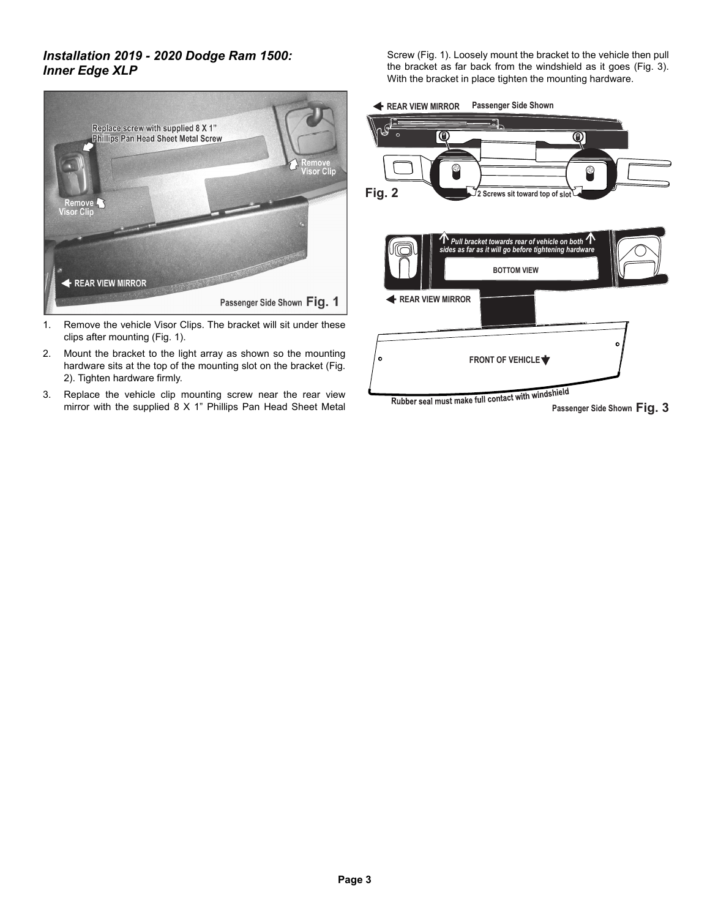## *Installation 2019 - 2020 Dodge Ram 1500: Inner Edge XLP*

Replace screw with supplied 8 X 1" Phillips Pan Head Sheet Metal Screw

Remove Visor Clip

Remove Visor Clip

REAR VIEW MIRROR

Passenger Side Shown **Fig. 1**

1. Remove the vehicle Visor Clips. The bracket will sit under these clips after mounting (Fig. 1).
2. Mount the bracket to the light array as shown so the mounting hardware sits at the top of the mounting slot on the bracket (Fig. 2). Tighten hardware firmly.
3. Replace the vehicle clip mounting screw near the rear view mirror with the supplied 8 X 1" Phillips Pan Head Sheet Metal Screw (Fig. 1). Loosely mount the bracket to the vehicle then pull the bracket as far back from the windshield as it goes (Fig. 3). With the bracket in place tighten the mounting hardware.

REAR VIEW MIRROR Passenger Side Shown

**Fig. 2** 2 Screws sit toward top of slot

*Pull bracket towards rear of vehicle on both sides as far as it will go before tightening hardware*

BOTTOM VIEW

REAR VIEW MIRROR

FRONT OF VEHICLE

Rubber seal must make full contact with windshield

Passenger Side Shown **Fig. 3**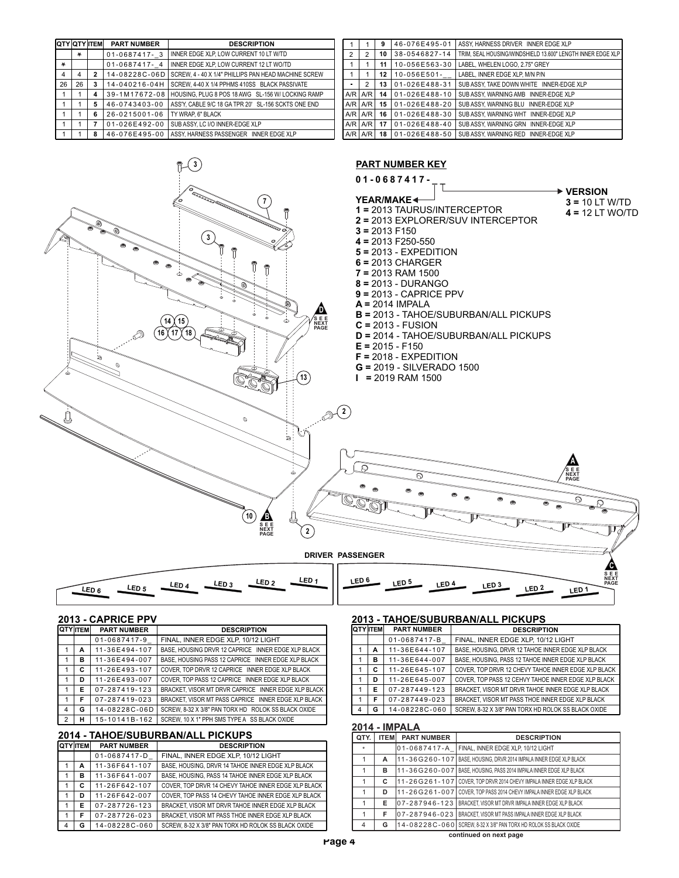| QTY | QTY | ITEM | PART NUMBER | DESCRIPTION |
|---|---|---|---|---|
| | * | | 01-0687417-_3 | INNER EDGE XLP, LOW CURRENT 10 LT W/TD |
| * | | | 01-0687417-_4 | INNER EDGE XLP, LOW CURRENT 12 LT WO/TD |
| 4 | 4 | 2 | 14-08228C-06D | SCREW, 4 - 40 X 1/4" PHILLIPS PAN HEAD MACHINE SCREW |
| 26 | 26 | 3 | 14-040216-04H | SCREW, 4-40 X 1/4 PPHMS 410SS BLACK PASSIVATE |
| 1 | 1 | 4 | 39-1M17672-08 | HOUSING, PLUG 8 POS 18 AWG SL-156 W/ LOCKING RAMP |
| 1 | 1 | 5 | 46-0743403-00 | ASS'Y, CABLE 9/C 18 GA TPR 20' SL-156 SCKTS ONE END |
| 1 | 1 | 6 | 26-0215001-06 | TY WRAP, 6" BLACK |
| 1 | 1 | 7 | 01-026E492-00 | SUB ASSY, LC I/O INNER-EDGE XLP |
| 1 | 1 | 8 | 46-076E495-00 | ASSY, HARNESS PASSENGER INNER EDGE XLP |
| 1 | 1 | 9 | 46-076E495-01 | ASSY, HARNESS DRIVER INNER EDGE XLP |
| 2 | 2 | 10 | 38-0546827-14 | TRIM, SEAL HOUSING/WINDSHIELD 13.600" LENGTH INNER EDGE XLP |
| 1 | 1 | 11 | 10-056E563-30 | LABEL, WHELEN LOGO, 2.75" GREY |
| 1 | 1 | 12 | 10-056E501-__ | LABEL, INNER EDGE XLP, M/N P/N |
| - | 2 | 13 | 01-026E488-31 | SUB ASSY, TAKE DOWN WHITE INNER-EDGE XLP |
| A/R | A/R | 14 | 01-026E488-10 | SUB ASSY, WARNING AMB INNER-EDGE XLP |
| A/R | A/R | 15 | 01-026E488-20 | SUB ASSY, WARNING BLU INNER-EDGE XLP |
| A/R | A/R | 16 | 01-026E488-30 | SUB ASSY, WARNING WHT INNER-EDGE XLP |
| A/R | A/R | 17 | 01-026E488-40 | SUB ASSY, WARNING GRN INNER-EDGE XLP |
| A/R | A/R | 18 | 01-026E488-50 | SUB ASSY, WARNING RED INNER-EDGE XLP |

**PART NUMBER KEY**

**01-0687417-_ _**

**YEAR/MAKE**
1 = 2013 TAURUS/INTERCEPTOR
2 = 2013 EXPLORER/SUV INTERCEPTOR
3 = 2013 F150
4 = 2013 F250-550
5 = 2013 - EXPEDITION
6 = 2013 CHARGER
7 = 2013 RAM 1500
8 = 2013 - DURANGO
9 = 2013 - CAPRICE PPV
A = 2014 IMPALA
B = 2013 - TAHOE/SUBURBAN/ALL PICKUPS
C = 2013 - FUSION
D = 2014 - TAHOE/SUBURBAN/ALL PICKUPS
E = 2015 - F150
F = 2018 - EXPEDITION
G = 2019 - SILVERADO 1500
I = 2019 RAM 1500

**VERSION**
3 = 10 LT W/TD
4 = 12 LT WO/TD

DRIVER: LED 6, LED 5, LED 4, LED 3, LED 2, LED 1
PASSENGER: LED 6, LED 5, LED 4, LED 3, LED 2, LED 1

(A, B, C, D: SEE NEXT PAGE)

## 2013 - CAPRICE PPV

| QTY | ITEM | PART NUMBER | DESCRIPTION |
|---|---|---|---|
| | | 01-0687417-9_ | FINAL, INNER EDGE XLP, 10/12 LIGHT |
| 1 | A | 11-36E494-107 | BASE, HOUSING DRVR 12 CAPRICE INNER EDGE XLP BLACK |
| 1 | B | 11-36E494-007 | BASE, HOUSING PASS 12 CAPRICE INNER EDGE XLP BLACK |
| 1 | C | 11-26E493-107 | COVER, TOP DRVR 12 CAPRICE INNER EDGE XLP BLACK |
| 1 | D | 11-26E493-007 | COVER, TOP PASS 12 CAPRICE INNER EDGE XLP BLACK |
| 1 | E | 07-287419-123 | BRACKET, VISOR MT DRVR CAPRICE INNER EDGE XLP BLACK |
| 1 | F | 07-287419-023 | BRACKET, VISOR MT PASS CAPRICE INNER EDGE XLP BLACK |
| 4 | G | 14-08228C-06D | SCREW, 8-32 X 3/8" PAN TORX HD ROLOK SS BLACK OXIDE |
| 2 | H | 15-10141B-162 | SCREW, 10 X 1" PPH SMS TYPE A SS BLACK OXIDE |

## 2014 - TAHOE/SUBURBAN/ALL PICKUPS

| QTY | ITEM | PART NUMBER | DESCRIPTION |
|---|---|---|---|
| | | 01-0687417-D_ | FINAL, INNER EDGE XLP, 10/12 LIGHT |
| 1 | A | 11-36F641-107 | BASE, HOUSING, DRVR 14 TAHOE INNER EDGE XLP BLACK |
| 1 | B | 11-36F641-007 | BASE, HOUSING, PASS 14 TAHOE INNER EDGE XLP BLACK |
| 1 | C | 11-26F642-107 | COVER, TOP DRVR 14 CHEVY TAHOE INNER EDGE XLP BLACK |
| 1 | D | 11-26F642-007 | COVER, TOP PASS 14 CHEVY TAHOE INNER EDGE XLP BLACK |
| 1 | E | 07-287726-123 | BRACKET, VISOR MT DRVR TAHOE INNER EDGE XLP BLACK |
| 1 | F | 07-287726-023 | BRACKET, VISOR MT PASS THOE INNER EDGE XLP BLACK |
| 4 | G | 14-08228C-060 | SCREW, 8-32 X 3/8" PAN TORX HD ROLOK SS BLACK OXIDE |

## 2013 - TAHOE/SUBURBAN/ALL PICKUPS

| QTY | ITEM | PART NUMBER | DESCRIPTION |
|---|---|---|---|
| | | 01-0687417-B_ | FINAL, INNER EDGE XLP, 10/12 LIGHT |
| 1 | A | 11-36E644-107 | BASE, HOUSING, DRVR 12 TAHOE INNER EDGE XLP BLACK |
| 1 | B | 11-36E644-007 | BASE, HOUSING, PASS 12 TAHOE INNER EDGE XLP BLACK |
| 1 | C | 11-26E645-107 | COVER, TOP DRVR 12 CHEVY TAHOE INNER EDGE XLP BLACK |
| 1 | D | 11-26E645-007 | COVER, TOP PASS 12 CEHVY TAHOE INNER EDGE XLP BLACK |
| 1 | E | 07-287449-123 | BRACKET, VISOR MT DRVR TAHOE INNER EDGE XLP BLACK |
| 1 | F | 07-287449-023 | BRACKET, VISOR MT PASS THOE INNER EDGE XLP BLACK |
| 4 | G | 14-08228C-060 | SCREW, 8-32 X 3/8" PAN TORX HD ROLOK SS BLACK OXIDE |

## 2014 - IMPALA

| QTY. | ITEM | PART NUMBER | DESCRIPTION |
|---|---|---|---|
| * | | 01-0687417-A_ | FINAL, INNER EDGE XLP, 10/12 LIGHT |
| 1 | A | 11-36G260-107 | BASE, HOUSING, DRVR 2014 IMPALA INNER EDGE XLP BLACK |
| 1 | B | 11-36G260-007 | BASE, HOUSING, PASS 2014 IMPALA INNER EDGE XLP BLACK |
| 1 | C | 11-26G261-107 | COVER, TOP DRVR 2014 CHEVY IMPALA INNER EDGE XLP BLACK |
| 1 | D | 11-26G261-007 | COVER, TOP PASS 2014 CHEVY IMPALA INNER EDGE XLP BLACK |
| 1 | E | 07-287946-123 | BRACKET, VISOR MT DRVR IMPALA INNER EDGE XLP BLACK |
| 1 | F | 07-287946-023 | BRACKET, VISOR MT PASS IMPALA INNER EDGE XLP BLACK |
| 4 | G | 14-08228C-060 | SCREW, 8-32 X 3/8" PAN TORX HD ROLOK SS BLACK OXIDE |

continued on next page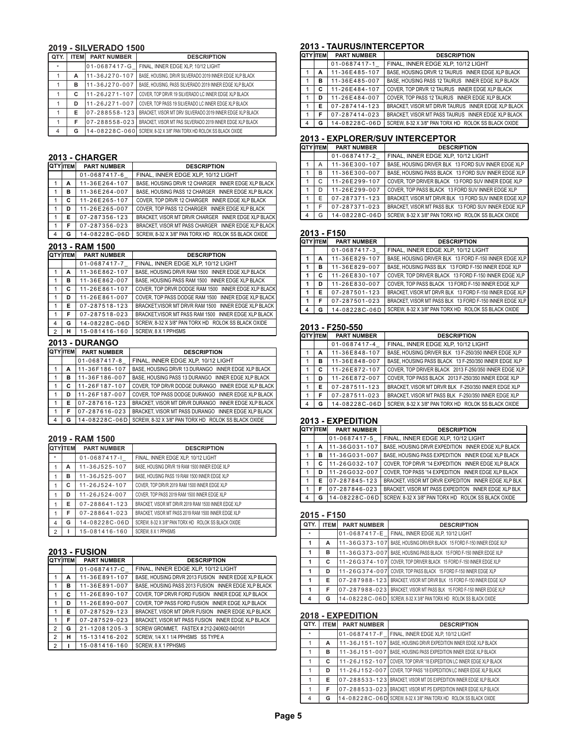## 2019 - SILVERADO 1500

| QTY. | ITEM | PART NUMBER | DESCRIPTION |
|---|---|---|---|
| * | | 01-0687417-G_ | FINAL, INNER EDGE XLP, 10/12 LIGHT |
| 1 | A | 11-36J270-107 | BASE, HOUSING, DRVR SILVERADO 2019 INNER EDGE XLP BLACK |
| 1 | B | 11-36J270-007 | BASE, HOUSING, PASS SILVERADO 2019 INNER EDGE XLP BLACK |
| 1 | C | 11-26J271-107 | COVER, TOP DRVR 19 SILVERADO LC INNER EDGE XLP BLACK |
| 1 | D | 11-26J271-007 | COVER, TOP PASS 19 SILVERADO LC INNER EDGE XLP BLACK |
| 1 | E | 07-288558-123 | BRACKET, VISOR MT DRV SILVERADO 2019 INNER EDGE XLP BLACK |
| 1 | F | 07-288558-023 | BRACKET, VISOR MT PAS SILVERADO 2019 INNER EDGE XLP BLACK |
| 4 | G | 14-08228C-060 | SCREW, 8-32 X 3/8" PAN TORX HD ROLOK SS BLACK OXIDE |

## 2013 - CHARGER

| QTY | ITEM | PART NUMBER | DESCRIPTION |
|---|---|---|---|
| | | 01-0687417-6_ | FINAL, INNER EDGE XLP, 10/12 LIGHT |
| 1 | A | 11-36E264-107 | BASE, HOUSING DRVR 12 CHARGER INNER EDGE XLP BLACK |
| 1 | B | 11-36E264-007 | BASE, HOUSING PASS 12 CHARGER INNER EDGE XLP BLACK |
| 1 | C | 11-26E265-107 | COVER, TOP DRVR 12 CHARGER INNER EDGE XLP BLACK |
| 1 | D | 11-26E265-007 | COVER, TOP PASS 12 CHARGER INNER EDGE XLP BLACK |
| 1 | E | 07-287356-123 | BRACKET, VISOR MT DRVR CHARGER INNER EDGE XLP BLACK |
| 1 | F | 07-287356-023 | BRACKET, VISOR MT PASS CHARGER INNER EDGE XLP BLACK |
| 4 | G | 14-08228C-06D | SCREW, 8-32 X 3/8" PAN TORX HD ROLOK SS BLACK OXIDE |

## 2013 - RAM 1500

| QTY | ITEM | PART NUMBER | DESCRIPTION |
|---|---|---|---|
| | | 01-0687417-7_ | FINAL, INNER EDGE XLP, 10/12 LIGHT |
| 1 | A | 11-36E862-107 | BASE, HOUSING DRVR RAM 1500 INNER EDGE XLP BLACK |
| 1 | B | 11-36E862-007 | BASE, HOUSING PASS RAM 1500 INNER EDGE XLP BLACK |
| 1 | C | 11-26E861-107 | COVER, TOP DRVR DODGE RAM 1500 INNER EDGE XLP BLACK |
| 1 | D | 11-26E861-007 | COVER, TOP PASS DODGE RAM 1500 INNER EDGE XLP BLACK |
| 1 | E | 07-287518-123 | BRACKET,VISOR MT DRVR RAM 1500 INNER EDGE XLP BLACK |
| 1 | F | 07-287518-023 | BRACKET,VISOR MT PASS RAM 1500 INNER EDGE XLP BLACK |
| 4 | G | 14-08228C-06D | SCREW, 8-32 X 3/8" PAN TORX HD ROLOK SS BLACK OXIDE |
| 2 | H | 15-081416-160 | SCREW, 8 X 1 PPHSMS |

## 2013 - DURANGO

| QTY | ITEM | PART NUMBER | DESCRIPTION |
|---|---|---|---|
| | | 01-0687417-8_ | FINAL, INNER EDGE XLP, 10/12 LIGHT |
| 1 | A | 11-36F186-107 | BASE, HOUSING DRVR 13 DURANGO INNER EDGE XLP BLACK |
| 1 | B | 11-36F186-007 | BASE, HOUSING PASS 13 DURANGO INNER EDGE XLP BLACK |
| 1 | C | 11-26F187-107 | COVER, TOP DRVR DODGE DURANGO INNER EDGE XLP BLACK |
| 1 | D | 11-26F187-007 | COVER, TOP PASS DODGE DURANGO INNER EDGE XLP BLACK |
| 1 | E | 07-287616-123 | BRACKET, VISOR MT DRVR DURANGO INNER EDGE XLP BLACK |
| 1 | F | 07-287616-023 | BRACKET, VISOR MT PASS DURANGO INNER EDGE XLP BLACK |
| 4 | G | 14-08228C-06D | SCREW, 8-32 X 3/8" PAN TORX HD ROLOK SS BLACK OXIDE |

## 2019 - RAM 1500

| QTY | ITEM | PART NUMBER | DESCRIPTION |
|---|---|---|---|
| * | | 01-0687417-I_ | FINAL, INNER EDGE XLP, 10/12 LIGHT |
| 1 | A | 11-36J525-107 | BASE, HOUSING DRVR 19 RAM 1500 INNER EDGE XLP |
| 1 | B | 11-36J525-007 | BASE, HOUSING PASS 19 RAM 1500 INNER EDGE XLP |
| 1 | C | 11-26J524-107 | COVER, TOP DRVR 2019 RAM 1500 INNER EDGE XLP |
| 1 | D | 11-26J524-007 | COVER, TOP PASS 2019 RAM 1500 INNER EDGE XLP |
| 1 | E | 07-288641-123 | BRACKET, VISOR MT DRVR 2019 RAM 1500 INNER EDGE XLP |
| 1 | F | 07-288641-023 | BRACKET, VISOR MT PASS 2019 RAM 1500 INNER EDGE XLP |
| 4 | G | 14-08228C-06D | SCREW, 8-32 X 3/8" PAN TORX HD ROLOK SS BLACK OXIDE |
| 2 | I | 15-081416-160 | SCREW, 8 X 1 PPHSMS |

## 2013 - FUSION

| QTY | ITEM | PART NUMBER | DESCRIPTION |
|---|---|---|---|
| | | 01-0687417-C_ | FINAL, INNER EDGE XLP, 10/12 LIGHT |
| 1 | A | 11-36E891-107 | BASE, HOUSING DRVR 2013 FUSION INNER EDGE XLP BLACK |
| 1 | B | 11-36E891-007 | BASE, HOUSING PASS 2013 FUSION INNER EDGE XLP BLACK |
| 1 | C | 11-26E890-107 | COVER, TOP DRVR FORD FUSION INNER EDGE XLP BLACK |
| 1 | D | 11-26E890-007 | COVER, TOP PASS FORD FUSION INNER EDGE XLP BLACK |
| 1 | E | 07-287529-123 | BRACKET, VISOR MT DRVR FUSION INNER EDGE XLP BLACK |
| 1 | F | 07-287529-023 | BRACKET, VISOR MT PASS FUSION INNER EDGE XLP BLACK |
| 2 | G | 21-12081205-3 | SCREW GROMMET, FASTEX # 212-240602-040101 |
| 2 | H | 15-131416-202 | SCREW, 1/4 X 1 1/4 PPHSMS SS TYPE A |
| 2 | I | 15-081416-160 | SCREW, 8 X 1 PPHSMS |

## 2013 - TAURUS/INTERCEPTOR

| QTY | ITEM | PART NUMBER | DESCRIPTION |
|---|---|---|---|
| | | 01-0687417-1_ | FINAL, INNER EDGE XLP, 10/12 LIGHT |
| 1 | A | 11-36E485-107 | BASE, HOUSING DRVR 12 TAURUS INNER EDGE XLP BLACK |
| 1 | B | 11-36E485-007 | BASE, HOUSING PASS 12 TAURUS INNER EDGE XLP BLACK |
| 1 | C | 11-26E484-107 | COVER, TOP DRVR 12 TAURUS INNER EDGE XLP BLACK |
| 1 | D | 11-26E484-007 | COVER, TOP PASS 12 TAURUS INNER EDGE XLP BLACK |
| 1 | E | 07-287414-123 | BRACKET, VISOR MT DRVR TAURUS INNER EDGE XLP BLACK |
| 1 | F | 07-287414-023 | BRACKET, VISOR MT PASS TAURUS INNER EDGE XLP BLACK |
| 4 | G | 14-08228C-06D | SCREW, 8-32 X 3/8" PAN TORX HD ROLOK SS BLACK OXIDE |

## 2013 - EXPLORER/SUV INTERCEPTOR

| QTY | ITEM | PART NUMBER | DESCRIPTION |
|---|---|---|---|
| | | 01-0687417-2_ | FINAL, INNER EDGE XLP, 10/12 LIGHT |
| 1 | A | 11-36E300-107 | BASE, HOUSING DRIVER BLK 13 FORD SUV INNER EDGE XLP |
| 1 | B | 11-36E300-007 | BASE, HOUSING PASS BLACK 13 FORD SUV INNER EDGE XLP |
| 1 | C | 11-26E299-107 | COVER, TOP DRIVER BLACK 13 FORD SUV INNER EDGE XLP |
| 1 | D | 11-26E299-007 | COVER, TOP PASS BLACK 13 FORD SUV INNER EDGE XLP |
| 1 | E | 07-287371-123 | BRACKET, VISOR MT DRVR BLK 13 FORD SUV INNER EDGE XLP |
| 1 | F | 07-287371-023 | BRACKET, VISOR MT PASS BLK 13 FORD SUV INNER EDGE XLP |
| 4 | G | 14-08228C-06D | SCREW, 8-32 X 3/8" PAN TORX HD ROLOK SS BLACK OXIDE |

## 2013 - F150

| QTY | ITEM | PART NUMBER | DESCRIPTION |
|---|---|---|---|
| | | 01-0687417-3_ | FINAL, INNER EDGE XLP, 10/12 LIGHT |
| 1 | A | 11-36E829-107 | BASE, HOUSING DRIVER BLK 13 FORD F-150 INNER EDGE XLP |
| 1 | B | 11-36E829-007 | BASE, HOUSING PASS BLK 13 FORD F-150 INNER EDGE XLP |
| 1 | C | 11-26E830-107 | COVER, TOP DRIVER BLACK 13 FORD F-150 INNER EDGE XLP |
| 1 | D | 11-26E830-007 | COVER, TOP PASS BLACK 13 FORD F-150 INNER EDGE XLP |
| 1 | E | 07-287501-123 | BRACKET, VISOR MT DRVR BLK 13 FORD F-150 INNER EDGE XLP |
| 1 | F | 07-287501-023 | BRACKET, VISOR MT PASS BLK 13 FORD F-150 INNER EDGE XLP |
| 4 | G | 14-08228C-06D | SCREW, 8-32 X 3/8" PAN TORX HD ROLOK SS BLACK OXIDE |

## 2013 - F250-550

| QTY | ITEM | PART NUMBER | DESCRIPTION |
|---|---|---|---|
| | | 01-0687417-4_ | FINAL, INNER EDGE XLP, 10/12 LIGHT |
| 1 | A | 11-36E848-107 | BASE, HOUSING DRIVER BLK 13 F-250/350 INNER EDGE XLP |
| 1 | B | 11-36E848-007 | BASE, HOUSING PASS BLACK 13 F-250/350 INNER EDGE XLP |
| 1 | C | 11-26E872-107 | COVER, TOP DRIVER BLACK 2013 F-250/350 INNER EDGE XLP |
| 1 | D | 11-26E872-007 | COVER, TOP PASS BLACK 2013 F-250/350 INNER EDGE XLP |
| 1 | E | 07-287511-123 | BRACKET, VISOR MT DRVR BLK F-250/350 INNER EDGE XLP |
| 1 | F | 07-287511-023 | BRACKET, VISOR MT PASS BLK F-250/350 INNER EDGE XLP |
| 4 | G | 14-08228C-06D | SCREW, 8-32 X 3/8" PAN TORX HD ROLOK SS BLACK OXIDE |

## 2013 - EXPEDITION

| QTY | ITEM | PART NUMBER | DESCRIPTION |
|---|---|---|---|
| | | 01-0687417-5_ | FINAL, INNER EDGE XLP, 10/12 LIGHT |
| 1 | A | 11-36G031-107 | BASE, HOUSING DRVR EXPEDITION INNER EDGE XLP BLACK |
| 1 | B | 11-36G031-007 | BASE, HOUSING PASS EXPEDITION INNER EDGE XLP BLACK |
| 1 | C | 11-26G032-107 | COVER, TOP DRVR '14 EXPEDITION INNER EDGE XLP BLACK |
| 1 | D | 11-26G032-007 | COVER, TOP PASS '14 EXPEDITION INNER EDGE XLP BLACK |
| 1 | E | 07-287845-123 | BRACKET, VISOR MT DRVR EXPEDITON INNER EDGE XLP BLK |
| 1 | F | 07-287846-023 | BRACKET, VISOR MT PASS EXPEDITON INNER EDGE XLP BLK |
| 4 | G | 14-08228C-06D | SCREW, 8-32 X 3/8" PAN TORX HD ROLOK SS BLACK OXIDE |

## 2015 - F150

| QTY. | ITEM | PART NUMBER | DESCRIPTION |
|---|---|---|---|
| * | | 01-0687417-E_ | FINAL, INNER EDGE XLP, 10/12 LIGHT |
| 1 | A | 11-36G373-107 | BASE, HOUSING DRIVER BLACK 15 FORD F-150 INNER EDGE XLP |
| 1 | B | 11-36G373-007 | BASE, HOUSING PASS BLACK 15 FORD F-150 INNER EDGE XLP |
| 1 | C | 11-26G374-107 | COVER, TOP DRIVER BLACK 15 FORD F-150 INNER EDGE XLP |
| 1 | D | 11-26G374-007 | COVER, TOP PASS BLACK 15 FORD F-150 INNER EDGE XLP |
| 1 | E | 07-287988-123 | BRACKET, VISOR MT DRVR BLK 15 FORD F-150 INNER EDGE XLP |
| 1 | F | 07-287988-023 | BRACKET, VISOR MT PASS BLK 15 FORD F-150 INNER EDGE XLP |
| 4 | G | 14-08228C-06D | SCREW, 8-32 X 3/8" PAN TORX HD ROLOK SS BLACK OXIDE |

## 2018 - EXPEDITION

| QTY. | ITEM | PART NUMBER | DESCRIPTION |
|---|---|---|---|
| * | | 01-0687417-F_ | FINAL, INNER EDGE XLP, 10/12 LIGHT |
| 1 | A | 11-36J151-107 | BASE, HOUSING DRVR EXPEDITION INNER EDGE XLP BLACK |
| 1 | B | 11-36J151-007 | BASE, HOUSING PASS EXPEDITION INNER EDGE XLP BLACK |
| 1 | C | 11-26J152-107 | COVER, TOP DRVR '18 EXPEDITION LC INNER EDGE XLP BLACK |
| 1 | D | 11-26J152-007 | COVER, TOP PASS '18 EXPEDITION LC INNER EDGE XLP BLACK |
| 1 | E | 07-288533-123 | BRACKET, VISOR MT DS EXPEDITION INNER EDGE XLP BLACK |
| 1 | F | 07-288533-023 | BRACKET, VISOR MT PS EXPEDITION INNER EDGE XLP BLACK |
| 4 | G | 14-08228C-06D | SCREW, 8-32 X 3/8" PAN TORX HD ROLOK SS BLACK OXIDE |